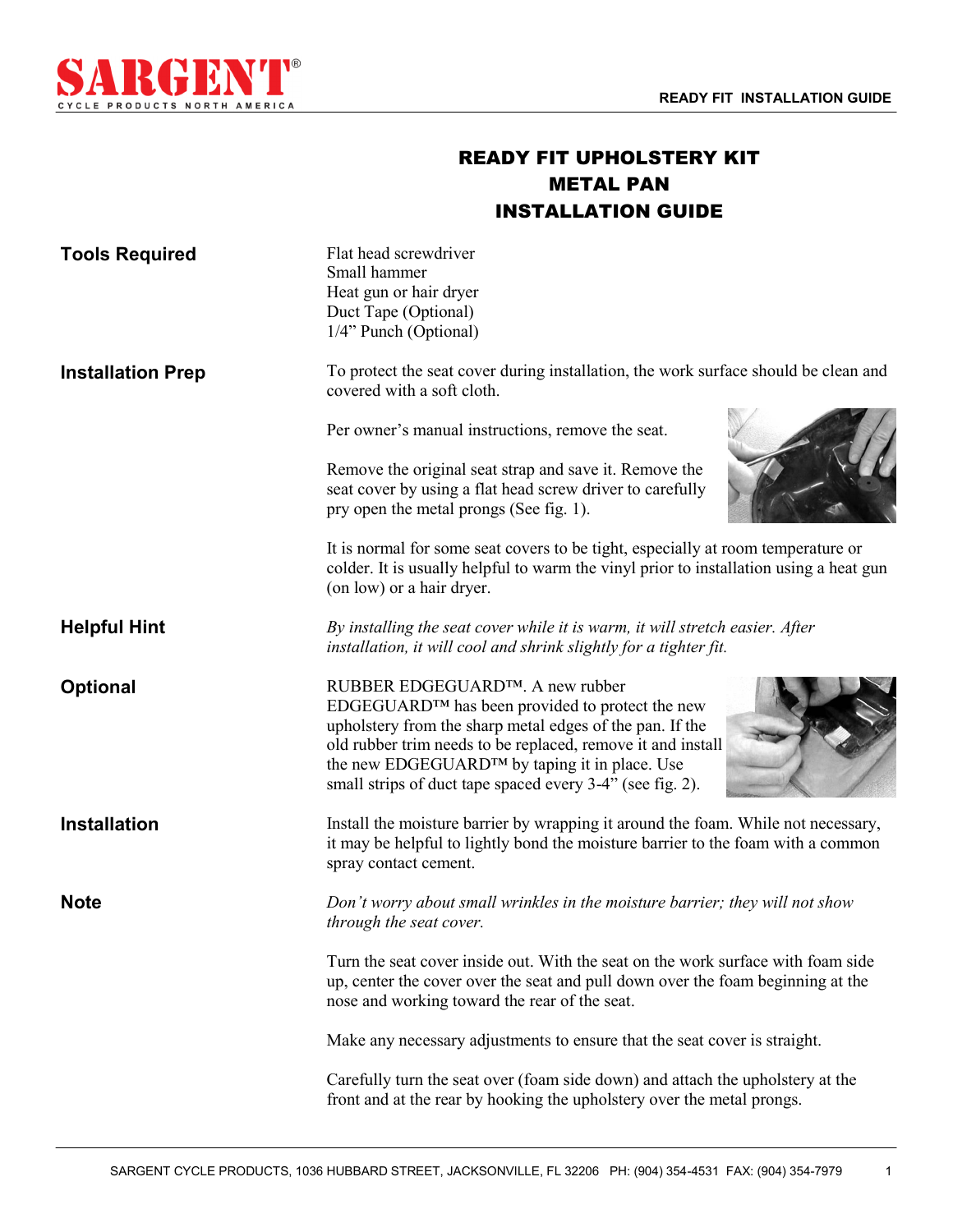# READY FIT UPHOLSTERY KIT
# METAL PAN
# INSTALLATION GUIDE

**Tools Required**

Flat head screwdriver
Small hammer
Heat gun or hair dryer
Duct Tape (Optional)
1/4" Punch (Optional)

**Installation Prep**

To protect the seat cover during installation, the work surface should be clean and covered with a soft cloth.

Per owner's manual instructions, remove the seat.

Remove the original seat strap and save it. Remove the seat cover by using a flat head screw driver to carefully pry open the metal prongs (See fig. 1).

It is normal for some seat covers to be tight, especially at room temperature or colder. It is usually helpful to warm the vinyl prior to installation using a heat gun (on low) or a hair dryer.

**Helpful Hint**

*By installing the seat cover while it is warm, it will stretch easier. After installation, it will cool and shrink slightly for a tighter fit.*

**Optional**

RUBBER EDGEGUARD™. A new rubber EDGEGUARD™ has been provided to protect the new upholstery from the sharp metal edges of the pan. If the old rubber trim needs to be replaced, remove it and install the new EDGEGUARD™ by taping it in place. Use small strips of duct tape spaced every 3-4" (see fig. 2).

**Installation**

Install the moisture barrier by wrapping it around the foam. While not necessary, it may be helpful to lightly bond the moisture barrier to the foam with a common spray contact cement.

**Note**

*Don't worry about small wrinkles in the moisture barrier; they will not show through the seat cover.*

Turn the seat cover inside out. With the seat on the work surface with foam side up, center the cover over the seat and pull down over the foam beginning at the nose and working toward the rear of the seat.

Make any necessary adjustments to ensure that the seat cover is straight.

Carefully turn the seat over (foam side down) and attach the upholstery at the front and at the rear by hooking the upholstery over the metal prongs.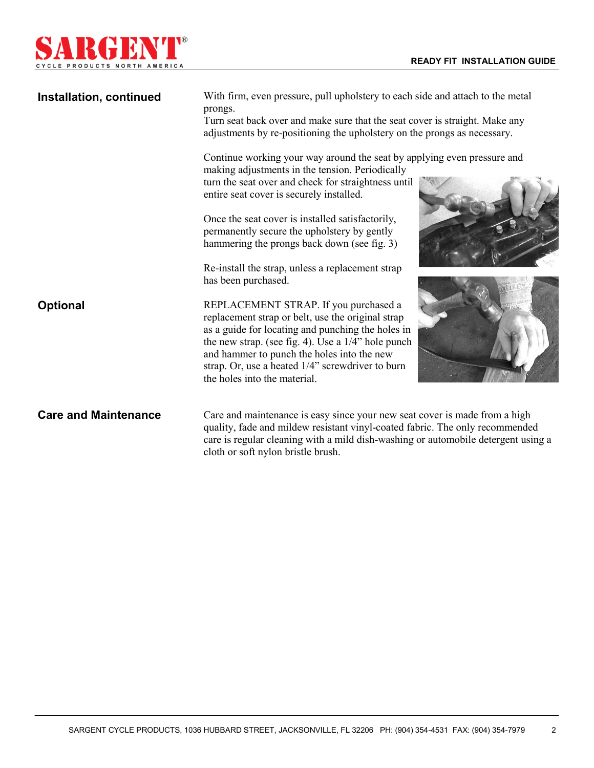## Installation, continued

With firm, even pressure, pull upholstery to each side and attach to the metal prongs.
Turn seat back over and make sure that the seat cover is straight. Make any adjustments by re-positioning the upholstery on the prongs as necessary.

Continue working your way around the seat by applying even pressure and making adjustments in the tension. Periodically turn the seat over and check for straightness until entire seat cover is securely installed.

Once the seat cover is installed satisfactorily, permanently secure the upholstery by gently hammering the prongs back down (see fig. 3)

Re-install the strap, unless a replacement strap has been purchased.

## Optional

REPLACEMENT STRAP. If you purchased a replacement strap or belt, use the original strap as a guide for locating and punching the holes in the new strap. (see fig. 4). Use a 1/4" hole punch and hammer to punch the holes into the new strap. Or, use a heated 1/4" screwdriver to burn the holes into the material.

## Care and Maintenance

Care and maintenance is easy since your new seat cover is made from a high quality, fade and mildew resistant vinyl-coated fabric. The only recommended care is regular cleaning with a mild dish-washing or automobile detergent using a cloth or soft nylon bristle brush.